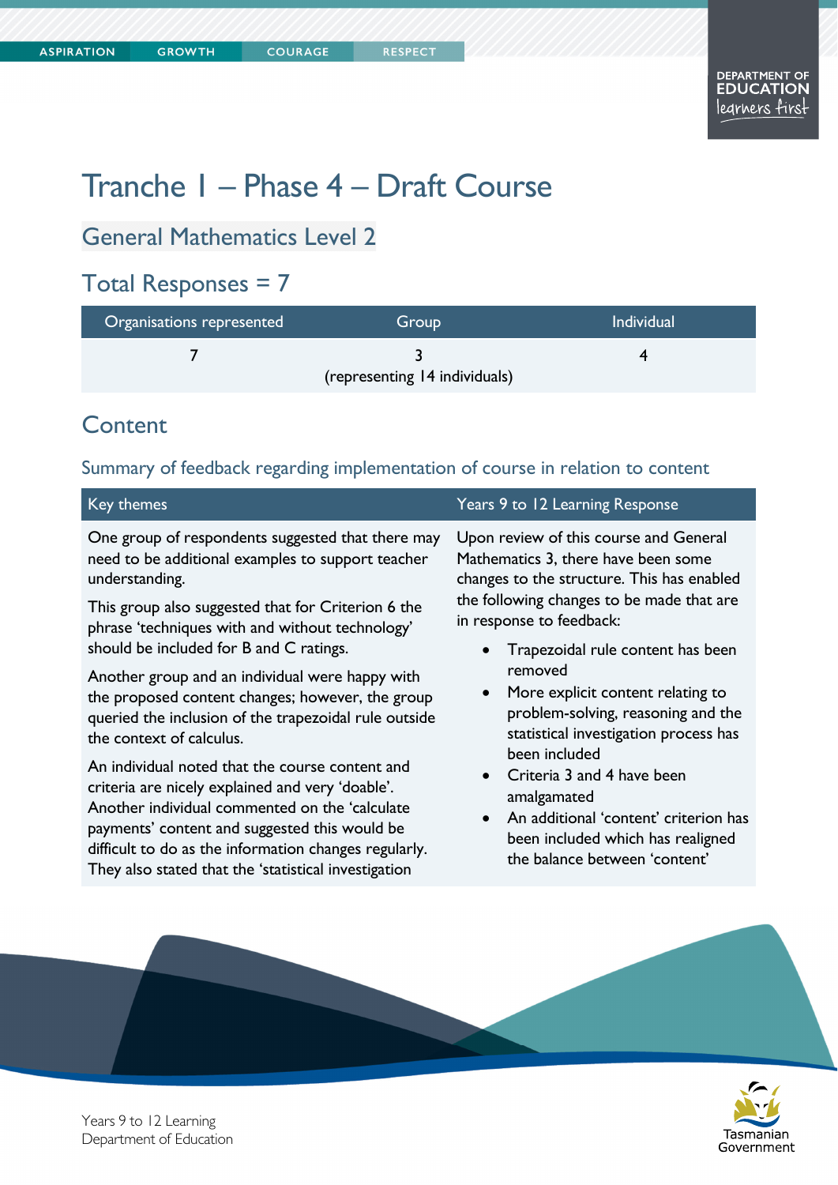# Tranche 1 – Phase 4 – Draft Course

## General Mathematics Level 2

## Total Responses = 7

| Organisations represented | Group | Individual |
|---|---|---|
| 7 | 3 (representing 14 individuals) | 4 |

## Content

### Summary of feedback regarding implementation of course in relation to content

| Key themes | Years 9 to 12 Learning Response |
|---|---|
| One group of respondents suggested that there may need to be additional examples to support teacher understanding.<br><br>This group also suggested that for Criterion 6 the phrase 'techniques with and without technology' should be included for B and C ratings.<br><br>Another group and an individual were happy with the proposed content changes; however, the group queried the inclusion of the trapezoidal rule outside the context of calculus.<br><br>An individual noted that the course content and criteria are nicely explained and very 'doable'. Another individual commented on the 'calculate payments' content and suggested this would be difficult to do as the information changes regularly. They also stated that the 'statistical investigation | Upon review of this course and General Mathematics 3, there have been some changes to the structure. This has enabled the following changes to be made that are in response to feedback:<br><br>• Trapezoidal rule content has been removed<br>• More explicit content relating to problem-solving, reasoning and the statistical investigation process has been included<br>• Criteria 3 and 4 have been amalgamated<br>• An additional 'content' criterion has been included which has realigned the balance between 'content' |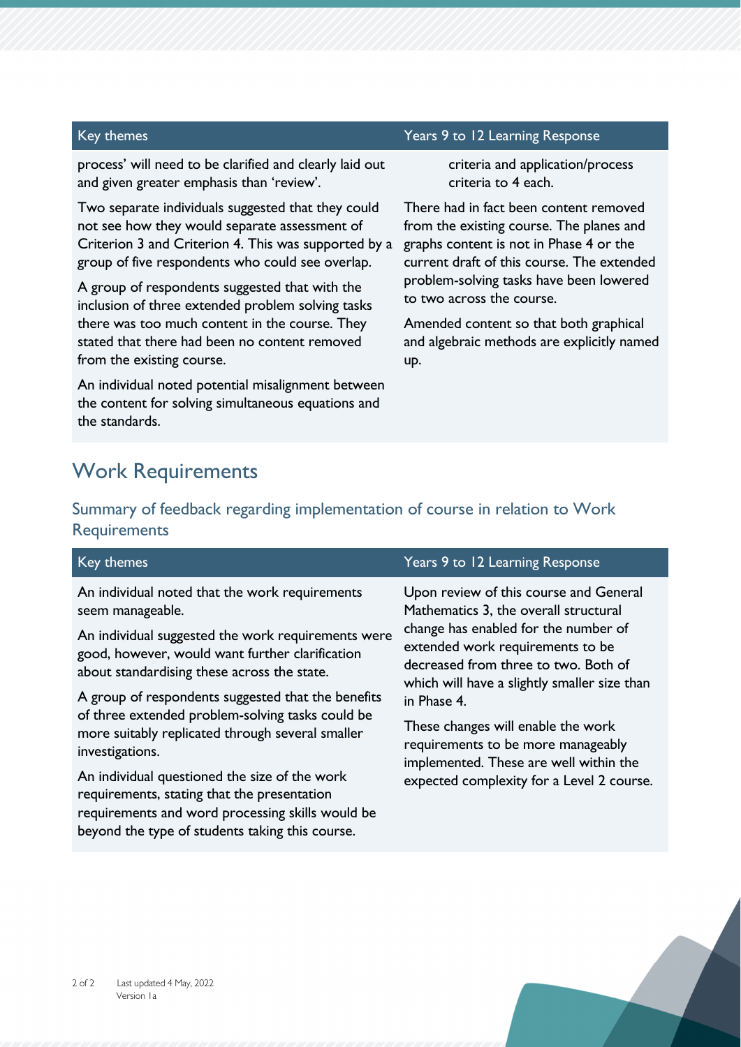| Key themes | Years 9 to 12 Learning Response |
|---|---|
| process' will need to be clarified and clearly laid out and given greater emphasis than 'review'. | criteria and application/process criteria to 4 each. |
| Two separate individuals suggested that they could not see how they would separate assessment of Criterion 3 and Criterion 4. This was supported by a group of five respondents who could see overlap.<br><br>A group of respondents suggested that with the inclusion of three extended problem solving tasks there was too much content in the course. They stated that there had been no content removed from the existing course.<br><br>An individual noted potential misalignment between the content for solving simultaneous equations and the standards. | There had in fact been content removed from the existing course. The planes and graphs content is not in Phase 4 or the current draft of this course. The extended problem-solving tasks have been lowered to two across the course.<br><br>Amended content so that both graphical and algebraic methods are explicitly named up. |

## Work Requirements

### Summary of feedback regarding implementation of course in relation to Work Requirements

| Key themes | Years 9 to 12 Learning Response |
|---|---|
| An individual noted that the work requirements seem manageable.<br><br>An individual suggested the work requirements were good, however, would want further clarification about standardising these across the state.<br><br>A group of respondents suggested that the benefits of three extended problem-solving tasks could be more suitably replicated through several smaller investigations.<br><br>An individual questioned the size of the work requirements, stating that the presentation requirements and word processing skills would be beyond the type of students taking this course. | Upon review of this course and General Mathematics 3, the overall structural change has enabled for the number of extended work requirements to be decreased from three to two. Both of which will have a slightly smaller size than in Phase 4.<br><br>These changes will enable the work requirements to be more manageably implemented. These are well within the expected complexity for a Level 2 course. |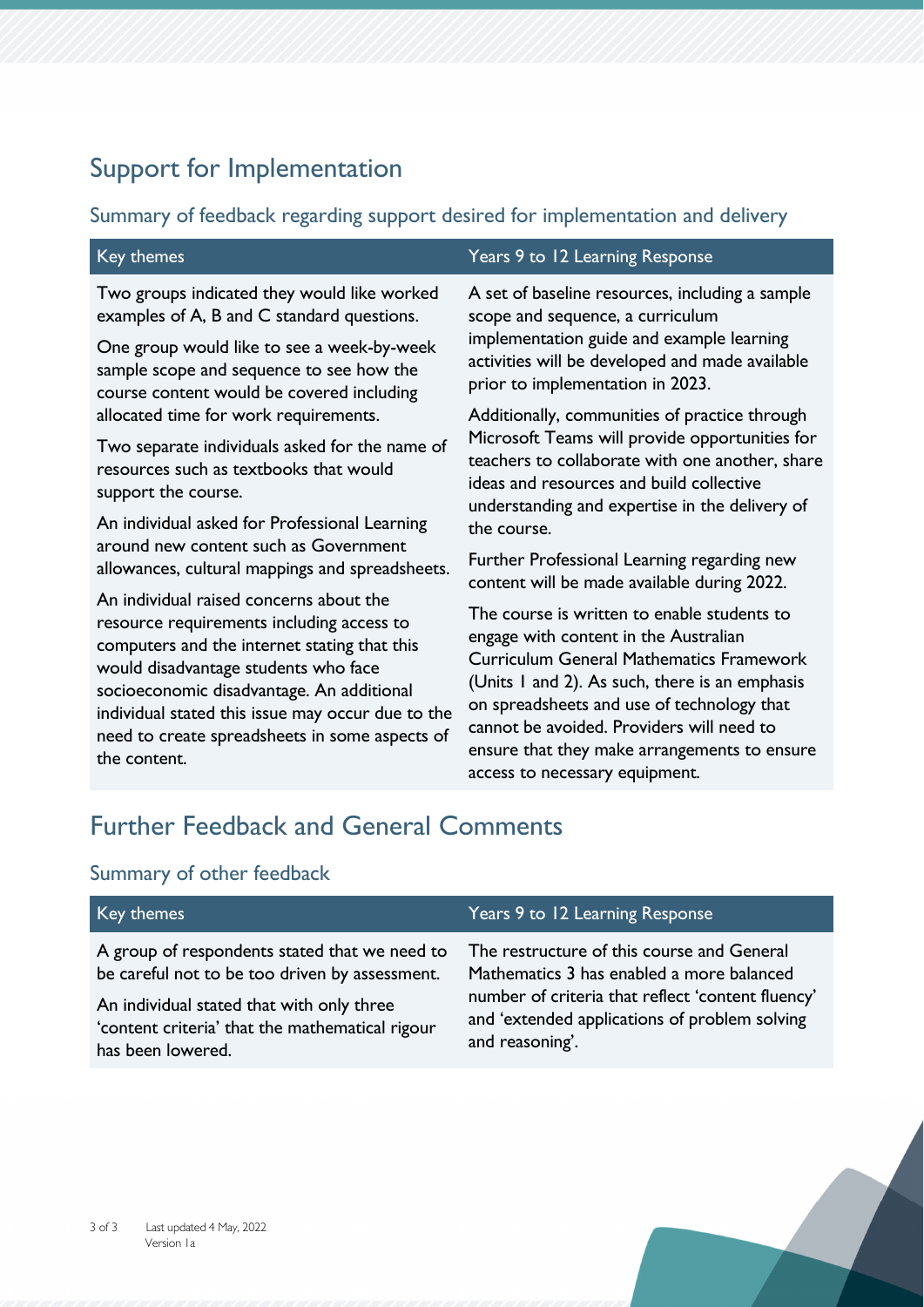# Support for Implementation

## Summary of feedback regarding support desired for implementation and delivery

| Key themes | Years 9 to 12 Learning Response |
|---|---|
| Two groups indicated they would like worked examples of A, B and C standard questions.<br><br>One group would like to see a week-by-week sample scope and sequence to see how the course content would be covered including allocated time for work requirements.<br><br>Two separate individuals asked for the name of resources such as textbooks that would support the course.<br><br>An individual asked for Professional Learning around new content such as Government allowances, cultural mappings and spreadsheets.<br><br>An individual raised concerns about the resource requirements including access to computers and the internet stating that this would disadvantage students who face socioeconomic disadvantage. An additional individual stated this issue may occur due to the need to create spreadsheets in some aspects of the content. | A set of baseline resources, including a sample scope and sequence, a curriculum implementation guide and example learning activities will be developed and made available prior to implementation in 2023.<br><br>Additionally, communities of practice through Microsoft Teams will provide opportunities for teachers to collaborate with one another, share ideas and resources and build collective understanding and expertise in the delivery of the course.<br><br>Further Professional Learning regarding new content will be made available during 2022.<br><br>The course is written to enable students to engage with content in the Australian Curriculum General Mathematics Framework (Units 1 and 2). As such, there is an emphasis on spreadsheets and use of technology that cannot be avoided. Providers will need to ensure that they make arrangements to ensure access to necessary equipment. |

# Further Feedback and General Comments

## Summary of other feedback

| Key themes | Years 9 to 12 Learning Response |
|---|---|
| A group of respondents stated that we need to be careful not to be too driven by assessment.<br><br>An individual stated that with only three 'content criteria' that the mathematical rigour has been lowered. | The restructure of this course and General Mathematics 3 has enabled a more balanced number of criteria that reflect 'content fluency' and 'extended applications of problem solving and reasoning'. |

Last updated 4 May, 2022
Version 1a